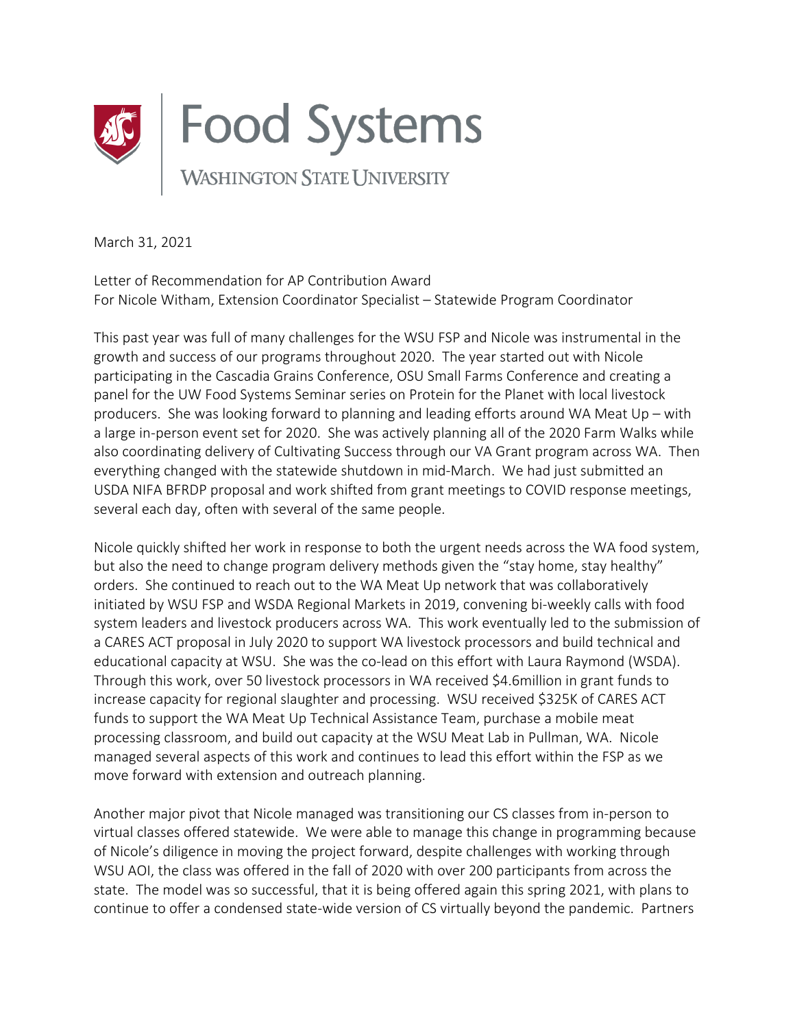Food Systems

WASHINGTON STATE UNIVERSITY

March 31, 2021

Letter of Recommendation for AP Contribution Award
For Nicole Witham, Extension Coordinator Specialist – Statewide Program Coordinator

This past year was full of many challenges for the WSU FSP and Nicole was instrumental in the growth and success of our programs throughout 2020. The year started out with Nicole participating in the Cascadia Grains Conference, OSU Small Farms Conference and creating a panel for the UW Food Systems Seminar series on Protein for the Planet with local livestock producers. She was looking forward to planning and leading efforts around WA Meat Up – with a large in-person event set for 2020. She was actively planning all of the 2020 Farm Walks while also coordinating delivery of Cultivating Success through our VA Grant program across WA. Then everything changed with the statewide shutdown in mid-March. We had just submitted an USDA NIFA BFRDP proposal and work shifted from grant meetings to COVID response meetings, several each day, often with several of the same people.

Nicole quickly shifted her work in response to both the urgent needs across the WA food system, but also the need to change program delivery methods given the "stay home, stay healthy" orders. She continued to reach out to the WA Meat Up network that was collaboratively initiated by WSU FSP and WSDA Regional Markets in 2019, convening bi-weekly calls with food system leaders and livestock producers across WA. This work eventually led to the submission of a CARES ACT proposal in July 2020 to support WA livestock processors and build technical and educational capacity at WSU. She was the co-lead on this effort with Laura Raymond (WSDA). Through this work, over 50 livestock processors in WA received $4.6million in grant funds to increase capacity for regional slaughter and processing. WSU received $325K of CARES ACT funds to support the WA Meat Up Technical Assistance Team, purchase a mobile meat processing classroom, and build out capacity at the WSU Meat Lab in Pullman, WA. Nicole managed several aspects of this work and continues to lead this effort within the FSP as we move forward with extension and outreach planning.

Another major pivot that Nicole managed was transitioning our CS classes from in-person to virtual classes offered statewide. We were able to manage this change in programming because of Nicole's diligence in moving the project forward, despite challenges with working through WSU AOI, the class was offered in the fall of 2020 with over 200 participants from across the state. The model was so successful, that it is being offered again this spring 2021, with plans to continue to offer a condensed state-wide version of CS virtually beyond the pandemic. Partners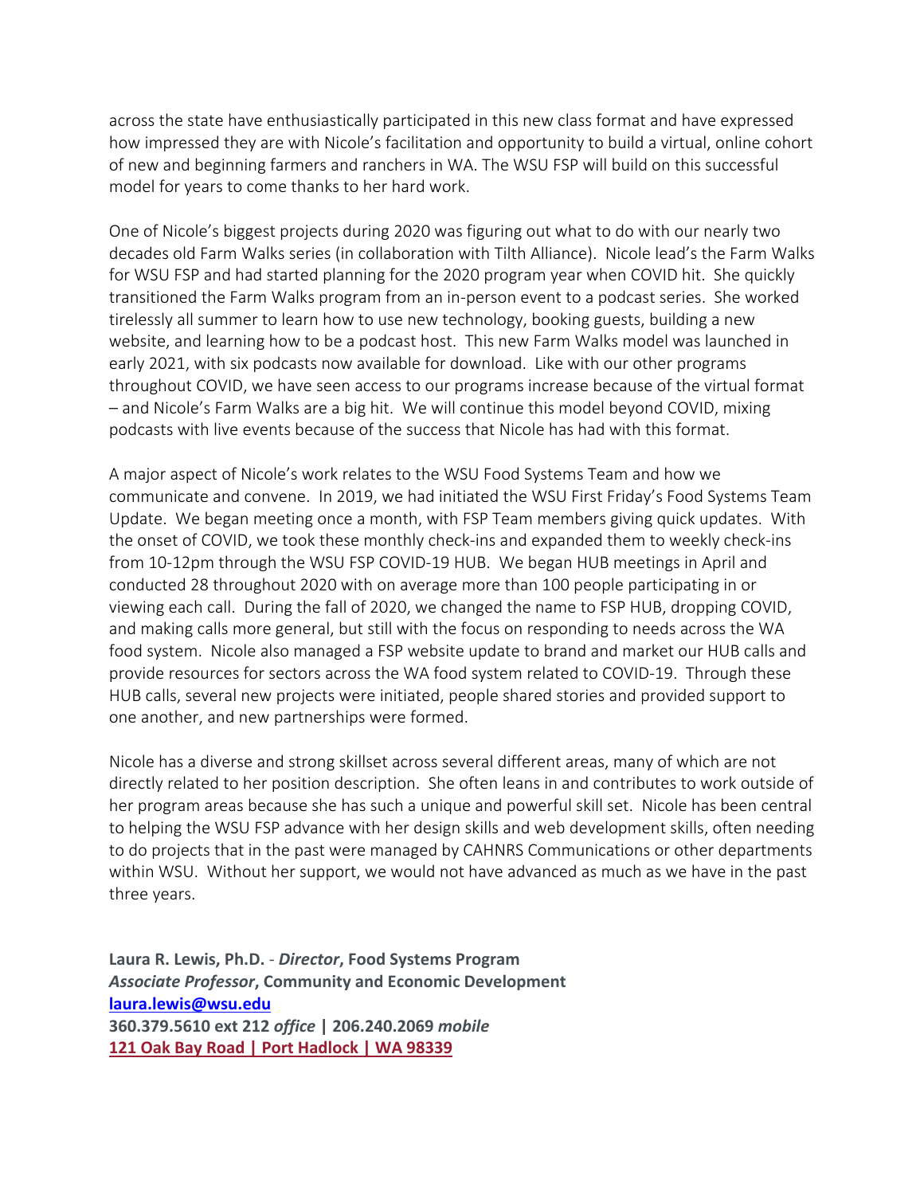across the state have enthusiastically participated in this new class format and have expressed how impressed they are with Nicole's facilitation and opportunity to build a virtual, online cohort of new and beginning farmers and ranchers in WA. The WSU FSP will build on this successful model for years to come thanks to her hard work.

One of Nicole's biggest projects during 2020 was figuring out what to do with our nearly two decades old Farm Walks series (in collaboration with Tilth Alliance). Nicole lead's the Farm Walks for WSU FSP and had started planning for the 2020 program year when COVID hit. She quickly transitioned the Farm Walks program from an in-person event to a podcast series. She worked tirelessly all summer to learn how to use new technology, booking guests, building a new website, and learning how to be a podcast host. This new Farm Walks model was launched in early 2021, with six podcasts now available for download. Like with our other programs throughout COVID, we have seen access to our programs increase because of the virtual format – and Nicole's Farm Walks are a big hit. We will continue this model beyond COVID, mixing podcasts with live events because of the success that Nicole has had with this format.

A major aspect of Nicole's work relates to the WSU Food Systems Team and how we communicate and convene. In 2019, we had initiated the WSU First Friday's Food Systems Team Update. We began meeting once a month, with FSP Team members giving quick updates. With the onset of COVID, we took these monthly check-ins and expanded them to weekly check-ins from 10-12pm through the WSU FSP COVID-19 HUB. We began HUB meetings in April and conducted 28 throughout 2020 with on average more than 100 people participating in or viewing each call. During the fall of 2020, we changed the name to FSP HUB, dropping COVID, and making calls more general, but still with the focus on responding to needs across the WA food system. Nicole also managed a FSP website update to brand and market our HUB calls and provide resources for sectors across the WA food system related to COVID-19. Through these HUB calls, several new projects were initiated, people shared stories and provided support to one another, and new partnerships were formed.

Nicole has a diverse and strong skillset across several different areas, many of which are not directly related to her position description. She often leans in and contributes to work outside of her program areas because she has such a unique and powerful skill set. Nicole has been central to helping the WSU FSP advance with her design skills and web development skills, often needing to do projects that in the past were managed by CAHNRS Communications or other departments within WSU. Without her support, we would not have advanced as much as we have in the past three years.

**Laura R. Lewis, Ph.D.** - ***Director*, Food Systems Program**
***Associate Professor*, Community and Economic Development**
**laura.lewis@wsu.edu**
**360.379.5610 ext 212 *office* | 206.240.2069 *mobile***
**121 Oak Bay Road | Port Hadlock | WA 98339**